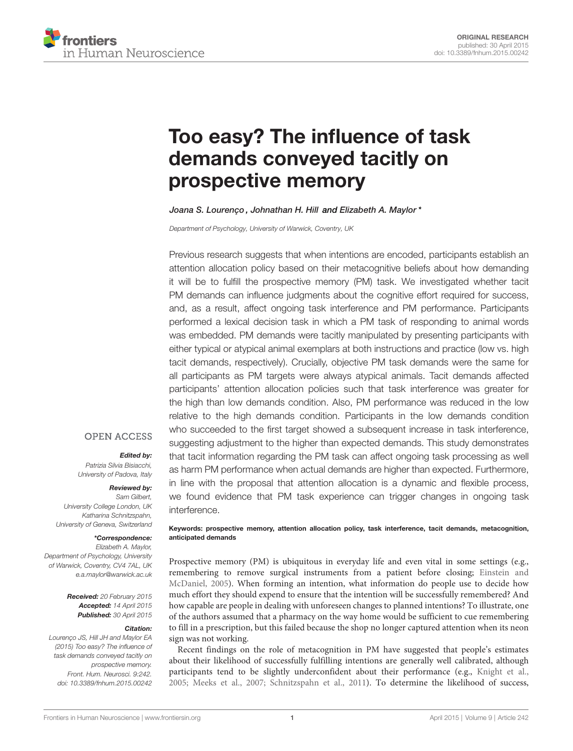ORIGINAL RESEARCH
published: 30 April 2015
doi: 10.3389/fnhum.2015.00242

# Too easy? The influence of task demands conveyed tacitly on prospective memory

*Joana S. Lourenço, Johnathan H. Hill and Elizabeth A. Maylor \**

*Department of Psychology, University of Warwick, Coventry, UK*

Previous research suggests that when intentions are encoded, participants establish an attention allocation policy based on their metacognitive beliefs about how demanding it will be to fulfill the prospective memory (PM) task. We investigated whether tacit PM demands can influence judgments about the cognitive effort required for success, and, as a result, affect ongoing task interference and PM performance. Participants performed a lexical decision task in which a PM task of responding to animal words was embedded. PM demands were tacitly manipulated by presenting participants with either typical or atypical animal exemplars at both instructions and practice (low vs. high tacit demands, respectively). Crucially, objective PM task demands were the same for all participants as PM targets were always atypical animals. Tacit demands affected participants' attention allocation policies such that task interference was greater for the high than low demands condition. Also, PM performance was reduced in the low relative to the high demands condition. Participants in the low demands condition who succeeded to the first target showed a subsequent increase in task interference, suggesting adjustment to the higher than expected demands. This study demonstrates that tacit information regarding the PM task can affect ongoing task processing as well as harm PM performance when actual demands are higher than expected. Furthermore, in line with the proposal that attention allocation is a dynamic and flexible process, we found evidence that PM task experience can trigger changes in ongoing task interference.

**Keywords: prospective memory, attention allocation policy, task interference, tacit demands, metacognition, anticipated demands**

OPEN ACCESS

***Edited by:***
*Patrizia Silvia Bisiacchi, University of Padova, Italy*

***Reviewed by:***
*Sam Gilbert, University College London, UK*
*Katharina Schnitzspahn, University of Geneva, Switzerland*

***\*Correspondence:***
*Elizabeth A. Maylor, Department of Psychology, University of Warwick, Coventry, CV4 7AL, UK*
*e.a.maylor@warwick.ac.uk*

***Received:*** *20 February 2015*
***Accepted:*** *14 April 2015*
***Published:*** *30 April 2015*

***Citation:***
*Lourenço JS, Hill JH and Maylor EA (2015) Too easy? The influence of task demands conveyed tacitly on prospective memory. Front. Hum. Neurosci. 9:242. doi: 10.3389/fnhum.2015.00242*

Prospective memory (PM) is ubiquitous in everyday life and even vital in some settings (e.g., remembering to remove surgical instruments from a patient before closing; Einstein and McDaniel, 2005). When forming an intention, what information do people use to decide how much effort they should expend to ensure that the intention will be successfully remembered? And how capable are people in dealing with unforeseen changes to planned intentions? To illustrate, one of the authors assumed that a pharmacy on the way home would be sufficient to cue remembering to fill in a prescription, but this failed because the shop no longer captured attention when its neon sign was not working.

Recent findings on the role of metacognition in PM have suggested that people's estimates about their likelihood of successfully fulfilling intentions are generally well calibrated, although participants tend to be slightly underconfident about their performance (e.g., Knight et al., 2005; Meeks et al., 2007; Schnitzspahn et al., 2011). To determine the likelihood of success,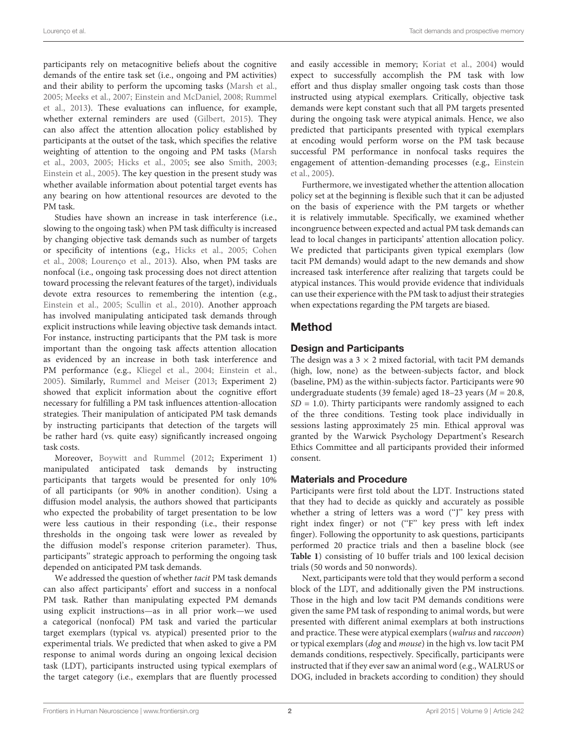participants rely on metacognitive beliefs about the cognitive demands of the entire task set (i.e., ongoing and PM activities) and their ability to perform the upcoming tasks (Marsh et al., 2005; Meeks et al., 2007; Einstein and McDaniel, 2008; Rummel et al., 2013). These evaluations can influence, for example, whether external reminders are used (Gilbert, 2015). They can also affect the attention allocation policy established by participants at the outset of the task, which specifies the relative weighting of attention to the ongoing and PM tasks (Marsh et al., 2003, 2005; Hicks et al., 2005; see also Smith, 2003; Einstein et al., 2005). The key question in the present study was whether available information about potential target events has any bearing on how attentional resources are devoted to the PM task.

Studies have shown an increase in task interference (i.e., slowing to the ongoing task) when PM task difficulty is increased by changing objective task demands such as number of targets or specificity of intentions (e.g., Hicks et al., 2005; Cohen et al., 2008; Lourenço et al., 2013). Also, when PM tasks are nonfocal (i.e., ongoing task processing does not direct attention toward processing the relevant features of the target), individuals devote extra resources to remembering the intention (e.g., Einstein et al., 2005; Scullin et al., 2010). Another approach has involved manipulating anticipated task demands through explicit instructions while leaving objective task demands intact. For instance, instructing participants that the PM task is more important than the ongoing task affects attention allocation as evidenced by an increase in both task interference and PM performance (e.g., Kliegel et al., 2004; Einstein et al., 2005). Similarly, Rummel and Meiser (2013; Experiment 2) showed that explicit information about the cognitive effort necessary for fulfilling a PM task influences attention-allocation strategies. Their manipulation of anticipated PM task demands by instructing participants that detection of the targets will be rather hard (vs. quite easy) significantly increased ongoing task costs.

Moreover, Boywitt and Rummel (2012; Experiment 1) manipulated anticipated task demands by instructing participants that targets would be presented for only 10% of all participants (or 90% in another condition). Using a diffusion model analysis, the authors showed that participants who expected the probability of target presentation to be low were less cautious in their responding (i.e., their response thresholds in the ongoing task were lower as revealed by the diffusion model's response criterion parameter). Thus, participants'' strategic approach to performing the ongoing task depended on anticipated PM task demands.

We addressed the question of whether *tacit* PM task demands can also affect participants' effort and success in a nonfocal PM task. Rather than manipulating expected PM demands using explicit instructions—as in all prior work—we used a categorical (nonfocal) PM task and varied the particular target exemplars (typical vs. atypical) presented prior to the experimental trials. We predicted that when asked to give a PM response to animal words during an ongoing lexical decision task (LDT), participants instructed using typical exemplars of the target category (i.e., exemplars that are fluently processed and easily accessible in memory; Koriat et al., 2004) would expect to successfully accomplish the PM task with low effort and thus display smaller ongoing task costs than those instructed using atypical exemplars. Critically, objective task demands were kept constant such that all PM targets presented during the ongoing task were atypical animals. Hence, we also predicted that participants presented with typical exemplars at encoding would perform worse on the PM task because successful PM performance in nonfocal tasks requires the engagement of attention-demanding processes (e.g., Einstein et al., 2005).

Furthermore, we investigated whether the attention allocation policy set at the beginning is flexible such that it can be adjusted on the basis of experience with the PM targets or whether it is relatively immutable. Specifically, we examined whether incongruence between expected and actual PM task demands can lead to local changes in participants' attention allocation policy. We predicted that participants given typical exemplars (low tacit PM demands) would adapt to the new demands and show increased task interference after realizing that targets could be atypical instances. This would provide evidence that individuals can use their experience with the PM task to adjust their strategies when expectations regarding the PM targets are biased.

## Method

### Design and Participants

The design was a 3 × 2 mixed factorial, with tacit PM demands (high, low, none) as the between-subjects factor, and block (baseline, PM) as the within-subjects factor. Participants were 90 undergraduate students (39 female) aged 18–23 years ($M = 20.8$, $SD = 1.0$). Thirty participants were randomly assigned to each of the three conditions. Testing took place individually in sessions lasting approximately 25 min. Ethical approval was granted by the Warwick Psychology Department's Research Ethics Committee and all participants provided their informed consent.

### Materials and Procedure

Participants were first told about the LDT. Instructions stated that they had to decide as quickly and accurately as possible whether a string of letters was a word ("J" key press with right index finger) or not ("F" key press with left index finger). Following the opportunity to ask questions, participants performed 20 practice trials and then a baseline block (see **Table 1**) consisting of 10 buffer trials and 100 lexical decision trials (50 words and 50 nonwords).

Next, participants were told that they would perform a second block of the LDT, and additionally given the PM instructions. Those in the high and low tacit PM demands conditions were given the same PM task of responding to animal words, but were presented with different animal exemplars at both instructions and practice. These were atypical exemplars (*walrus* and *raccoon*) or typical exemplars (*dog* and *mouse*) in the high vs. low tacit PM demands conditions, respectively. Specifically, participants were instructed that if they ever saw an animal word (e.g., WALRUS or DOG, included in brackets according to condition) they should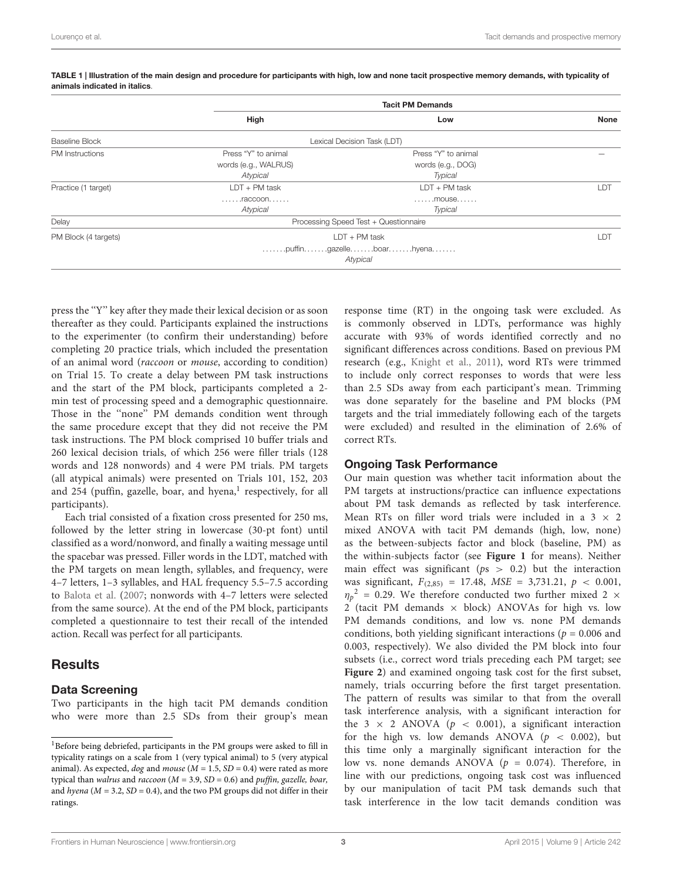**TABLE 1 | Illustration of the main design and procedure for participants with high, low and none tacit prospective memory demands, with typicality of animals indicated in italics.**

| | Tacit PM Demands | | |
|---|---|---|---|
| | **High** | **Low** | **None** |
| Baseline Block | Lexical Decision Task (LDT) | | |
| PM Instructions | Press "Y" to animal words (e.g., WALRUS) *Atypical* | Press "Y" to animal words (e.g., DOG) *Typical* | — |
| Practice (1 target) | LDT + PM task ……raccoon…… *Atypical* | LDT + PM task ……mouse…… *Typical* | LDT |
| Delay | Processing Speed Test + Questionnaire | | |
| PM Block (4 targets) | LDT + PM task …….puffin…….gazelle…….boar…….hyena……. *Atypical* | | LDT |

press the "Y" key after they made their lexical decision or as soon thereafter as they could. Participants explained the instructions to the experimenter (to confirm their understanding) before completing 20 practice trials, which included the presentation of an animal word (*raccoon* or *mouse*, according to condition) on Trial 15. To create a delay between PM task instructions and the start of the PM block, participants completed a 2-min test of processing speed and a demographic questionnaire. Those in the "none" PM demands condition went through the same procedure except that they did not receive the PM task instructions. The PM block comprised 10 buffer trials and 260 lexical decision trials, of which 256 were filler trials (128 words and 128 nonwords) and 4 were PM trials. PM targets (all atypical animals) were presented on Trials 101, 152, 203 and 254 (puffin, gazelle, boar, and hyena,[1] respectively, for all participants).

Each trial consisted of a fixation cross presented for 250 ms, followed by the letter string in lowercase (30-pt font) until classified as a word/nonword, and finally a waiting message until the spacebar was pressed. Filler words in the LDT, matched with the PM targets on mean length, syllables, and frequency, were 4–7 letters, 1–3 syllables, and HAL frequency 5.5–7.5 according to Balota et al. (2007; nonwords with 4–7 letters were selected from the same source). At the end of the PM block, participants completed a questionnaire to test their recall of the intended action. Recall was perfect for all participants.

## Results

### Data Screening

Two participants in the high tacit PM demands condition who were more than 2.5 SDs from their group's mean response time (RT) in the ongoing task were excluded. As is commonly observed in LDTs, performance was highly accurate with 93% of words identified correctly and no significant differences across conditions. Based on previous PM research (e.g., Knight et al., 2011), word RTs were trimmed to include only correct responses to words that were less than 2.5 SDs away from each participant's mean. Trimming was done separately for the baseline and PM blocks (PM targets and the trial immediately following each of the targets were excluded) and resulted in the elimination of 2.6% of correct RTs.

### Ongoing Task Performance

Our main question was whether tacit information about the PM targets at instructions/practice can influence expectations about PM task demands as reflected by task interference. Mean RTs on filler word trials were included in a 3 × 2 mixed ANOVA with tacit PM demands (high, low, none) as the between-subjects factor and block (baseline, PM) as the within-subjects factor (see **Figure 1** for means). Neither main effect was significant ($ps > 0.2$) but the interaction was significant, $F_{(2,85)} = 17.48$, $MSE = 3{,}731.21$, $p < 0.001$, $\eta_p^2 = 0.29$. We therefore conducted two further mixed 2 × 2 (tacit PM demands × block) ANOVAs for high vs. low PM demands conditions, and low vs. none PM demands conditions, both yielding significant interactions ($p = 0.006$ and 0.003, respectively). We also divided the PM block into four subsets (i.e., correct word trials preceding each PM target; see **Figure 2**) and examined ongoing task cost for the first subset, namely, trials occurring before the first target presentation. The pattern of results was similar to that from the overall task interference analysis, with a significant interaction for the 3 × 2 ANOVA ($p < 0.001$), a significant interaction for the high vs. low demands ANOVA ($p < 0.002$), but this time only a marginally significant interaction for the low vs. none demands ANOVA ($p = 0.074$). Therefore, in line with our predictions, ongoing task cost was influenced by our manipulation of tacit PM task demands such that task interference in the low tacit demands condition was

[1]Before being debriefed, participants in the PM groups were asked to fill in typicality ratings on a scale from 1 (very typical animal) to 5 (very atypical animal). As expected, *dog* and *mouse* ($M = 1.5$, $SD = 0.4$) were rated as more typical than *walrus* and *raccoon* ($M = 3.9$, $SD = 0.6$) and *puffin, gazelle, boar,* and *hyena* ($M = 3.2$, $SD = 0.4$), and the two PM groups did not differ in their ratings.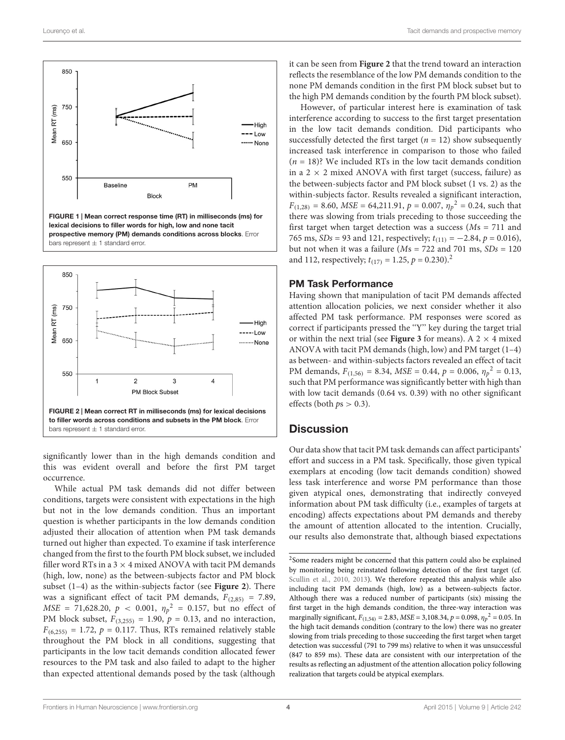FIGURE 1 | Mean correct response time (RT) in milliseconds (ms) for lexical decisions to filler words for high, low and none tacit prospective memory (PM) demands conditions across blocks. Error bars represent ± 1 standard error.

FIGURE 2 | Mean correct RT in milliseconds (ms) for lexical decisions to filler words across conditions and subsets in the PM block. Error bars represent ± 1 standard error.

significantly lower than in the high demands condition and this was evident overall and before the first PM target occurrence.

While actual PM task demands did not differ between conditions, targets were consistent with expectations in the high but not in the low demands condition. Thus an important question is whether participants in the low demands condition adjusted their allocation of attention when PM task demands turned out higher than expected. To examine if task interference changed from the first to the fourth PM block subset, we included filler word RTs in a 3 × 4 mixed ANOVA with tacit PM demands (high, low, none) as the between-subjects factor and PM block subset (1–4) as the within-subjects factor (see **Figure 2**). There was a significant effect of tacit PM demands, $F_{(2,85)} = 7.89$, $MSE = 71{,}628.20$, $p < 0.001$, $\eta_p^2 = 0.157$, but no effect of PM block subset, $F_{(3,255)} = 1.90$, $p = 0.13$, and no interaction, $F_{(6,255)} = 1.72$, $p = 0.117$. Thus, RTs remained relatively stable throughout the PM block in all conditions, suggesting that participants in the low tacit demands condition allocated fewer resources to the PM task and also failed to adapt to the higher than expected attentional demands posed by the task (although it can be seen from **Figure 2** that the trend toward an interaction reflects the resemblance of the low PM demands condition to the none PM demands condition in the first PM block subset but to the high PM demands condition by the fourth PM block subset).

However, of particular interest here is examination of task interference according to success to the first target presentation in the low tacit demands condition. Did participants who successfully detected the first target ($n = 12$) show subsequently increased task interference in comparison to those who failed ($n = 18$)? We included RTs in the low tacit demands condition in a 2 × 2 mixed ANOVA with first target (success, failure) as the between-subjects factor and PM block subset (1 vs. 2) as the within-subjects factor. Results revealed a significant interaction, $F_{(1,28)} = 8.60$, $MSE = 64{,}211.91$, $p = 0.007$, $\eta_p^2 = 0.24$, such that there was slowing from trials preceding to those succeeding the first target when target detection was a success (*M*s = 711 and 765 ms, *SDs* = 93 and 121, respectively; $t_{(11)} = -2.84$, $p = 0.016$), but not when it was a failure (*M*s = 722 and 701 ms, *SDs* = 120 and 112, respectively; $t_{(17)} = 1.25$, $p = 0.230$).[2]

### PM Task Performance

Having shown that manipulation of tacit PM demands affected attention allocation policies, we next consider whether it also affected PM task performance. PM responses were scored as correct if participants pressed the "Y" key during the target trial or within the next trial (see **Figure 3** for means). A 2 × 4 mixed ANOVA with tacit PM demands (high, low) and PM target (1–4) as between- and within-subjects factors revealed an effect of tacit PM demands, $F_{(1,56)} = 8.34$, $MSE = 0.44$, $p = 0.006$, $\eta_p^2 = 0.13$, such that PM performance was significantly better with high than with low tacit demands (0.64 vs. 0.39) with no other significant effects (both *p*s > 0.3).

## Discussion

Our data show that tacit PM task demands can affect participants' effort and success in a PM task. Specifically, those given typical exemplars at encoding (low tacit demands condition) showed less task interference and worse PM performance than those given atypical ones, demonstrating that indirectly conveyed information about PM task difficulty (i.e., examples of targets at encoding) affects expectations about PM demands and thereby the amount of attention allocated to the intention. Crucially, our results also demonstrate that, although biased expectations

[2]Some readers might be concerned that this pattern could also be explained by monitoring being reinstated following detection of the first target (cf. Scullin et al., 2010, 2013). We therefore repeated this analysis while also including tacit PM demands (high, low) as a between-subjects factor. Although there was a reduced number of participants (six) missing the first target in the high demands condition, the three-way interaction was marginally significant, $F_{(1,54)} = 2.83$, $MSE = 3{,}108.34$, $p = 0.098$, $\eta_p^2 = 0.05$. In the high tacit demands condition (contrary to the low) there was no greater slowing from trials preceding to those succeeding the first target when target detection was successful (791 to 799 ms) relative to when it was unsuccessful (847 to 859 ms). These data are consistent with our interpretation of the results as reflecting an adjustment of the attention allocation policy following realization that targets could be atypical exemplars.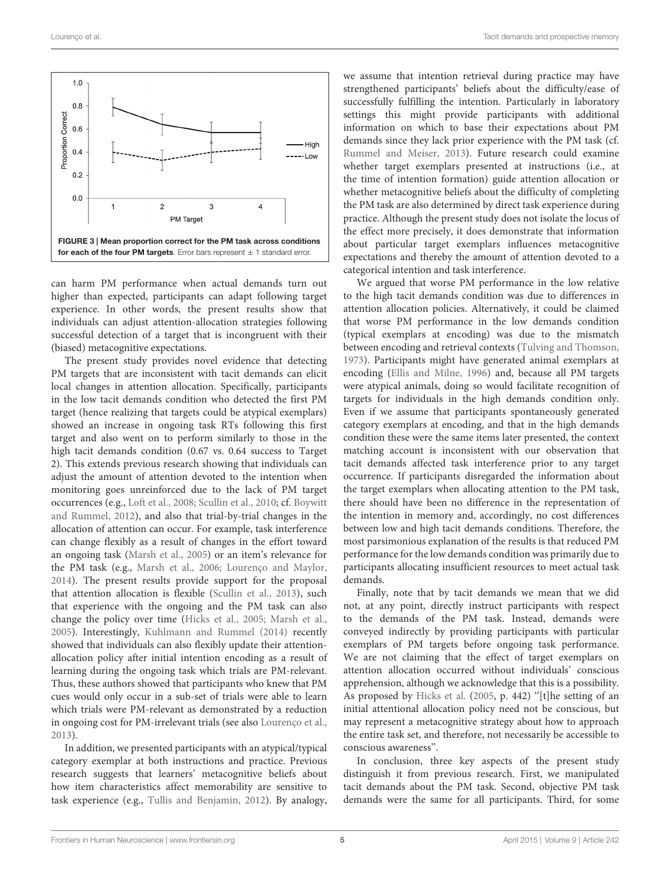FIGURE 3 | Mean proportion correct for the PM task across conditions for each of the four PM targets. Error bars represent ± 1 standard error.

can harm PM performance when actual demands turn out higher than expected, participants can adapt following target experience. In other words, the present results show that individuals can adjust attention-allocation strategies following successful detection of a target that is incongruent with their (biased) metacognitive expectations.

The present study provides novel evidence that detecting PM targets that are inconsistent with tacit demands can elicit local changes in attention allocation. Specifically, participants in the low tacit demands condition who detected the first PM target (hence realizing that targets could be atypical exemplars) showed an increase in ongoing task RTs following this first target and also went on to perform similarly to those in the high tacit demands condition (0.67 vs. 0.64 success to Target 2). This extends previous research showing that individuals can adjust the amount of attention devoted to the intention when monitoring goes unreinforced due to the lack of PM target occurrences (e.g., Loft et al., 2008; Scullin et al., 2010; cf. Boywitt and Rummel, 2012), and also that trial-by-trial changes in the allocation of attention can occur. For example, task interference can change flexibly as a result of changes in the effort toward an ongoing task (Marsh et al., 2005) or an item's relevance for the PM task (e.g., Marsh et al., 2006; Lourenço and Maylor, 2014). The present results provide support for the proposal that attention allocation is flexible (Scullin et al., 2013), such that experience with the ongoing and the PM task can also change the policy over time (Hicks et al., 2005; Marsh et al., 2005). Interestingly, Kuhlmann and Rummel (2014) recently showed that individuals can also flexibly update their attention-allocation policy after initial intention encoding as a result of learning during the ongoing task which trials are PM-relevant. Thus, these authors showed that participants who knew that PM cues would only occur in a sub-set of trials were able to learn which trials were PM-relevant as demonstrated by a reduction in ongoing cost for PM-irrelevant trials (see also Lourenço et al., 2013).

In addition, we presented participants with an atypical/typical category exemplar at both instructions and practice. Previous research suggests that learners' metacognitive beliefs about how item characteristics affect memorability are sensitive to task experience (e.g., Tullis and Benjamin, 2012). By analogy, we assume that intention retrieval during practice may have strengthened participants' beliefs about the difficulty/ease of successfully fulfilling the intention. Particularly in laboratory settings this might provide participants with additional information on which to base their expectations about PM demands since they lack prior experience with the PM task (cf. Rummel and Meiser, 2013). Future research could examine whether target exemplars presented at instructions (i.e., at the time of intention formation) guide attention allocation or whether metacognitive beliefs about the difficulty of completing the PM task are also determined by direct task experience during practice. Although the present study does not isolate the locus of the effect more precisely, it does demonstrate that information about particular target exemplars influences metacognitive expectations and thereby the amount of attention devoted to a categorical intention and task interference.

We argued that worse PM performance in the low relative to the high tacit demands condition was due to differences in attention allocation policies. Alternatively, it could be claimed that worse PM performance in the low demands condition (typical exemplars at encoding) was due to the mismatch between encoding and retrieval contexts (Tulving and Thomson, 1973). Participants might have generated animal exemplars at encoding (Ellis and Milne, 1996) and, because all PM targets were atypical animals, doing so would facilitate recognition of targets for individuals in the high demands condition only. Even if we assume that participants spontaneously generated category exemplars at encoding, and that in the high demands condition these were the same items later presented, the context matching account is inconsistent with our observation that tacit demands affected task interference prior to any target occurrence. If participants disregarded the information about the target exemplars when allocating attention to the PM task, there should have been no difference in the representation of the intention in memory and, accordingly, no cost differences between low and high tacit demands conditions. Therefore, the most parsimonious explanation of the results is that reduced PM performance for the low demands condition was primarily due to participants allocating insufficient resources to meet actual task demands.

Finally, note that by tacit demands we mean that we did not, at any point, directly instruct participants with respect to the demands of the PM task. Instead, demands were conveyed indirectly by providing participants with particular exemplars of PM targets before ongoing task performance. We are not claiming that the effect of target exemplars on attention allocation occurred without individuals' conscious apprehension, although we acknowledge that this is a possibility. As proposed by Hicks et al. (2005, p. 442) "[t]he setting of an initial attentional allocation policy need not be conscious, but may represent a metacognitive strategy about how to approach the entire task set, and therefore, not necessarily be accessible to conscious awareness".

In conclusion, three key aspects of the present study distinguish it from previous research. First, we manipulated tacit demands about the PM task. Second, objective PM task demands were the same for all participants. Third, for some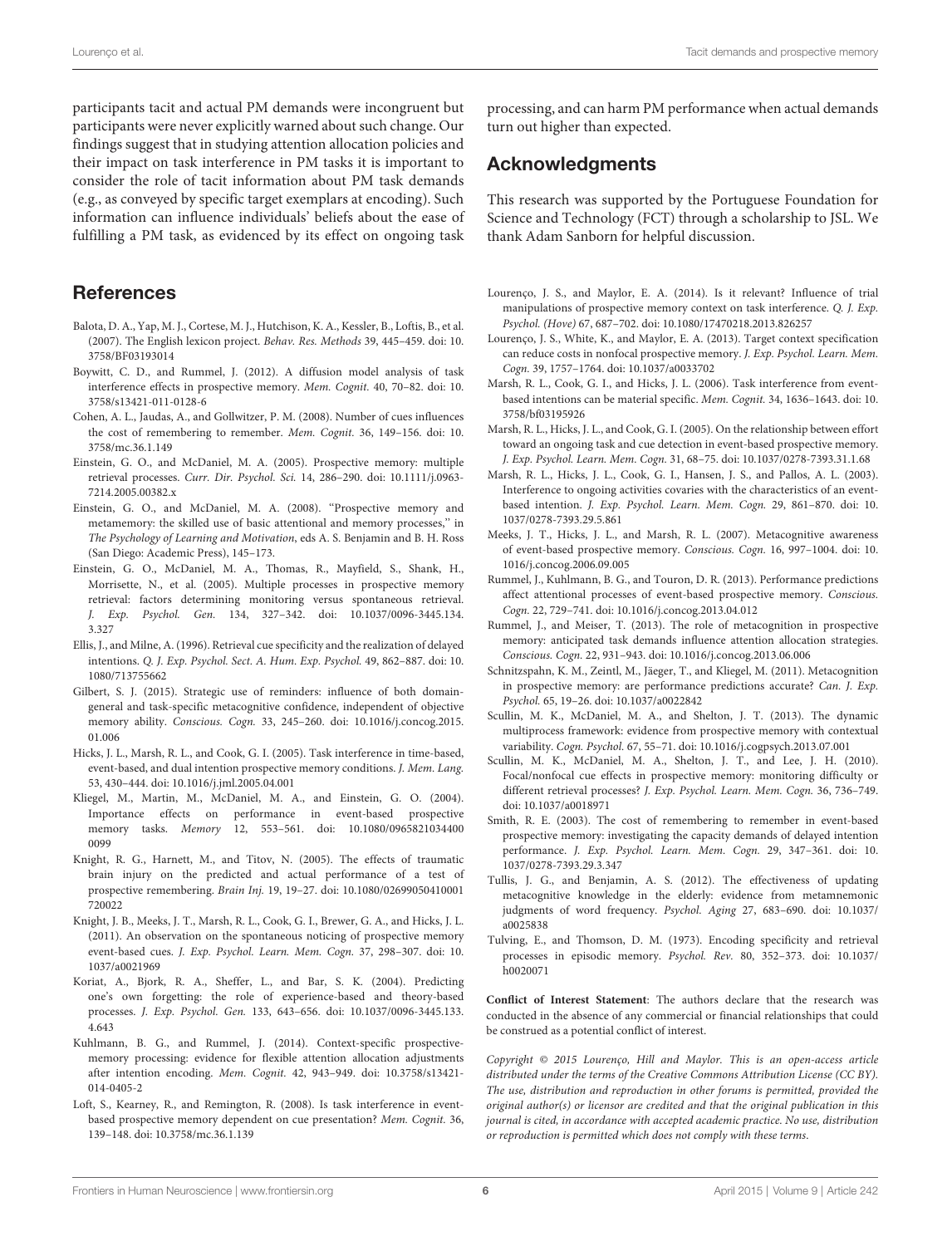participants tacit and actual PM demands were incongruent but participants were never explicitly warned about such change. Our findings suggest that in studying attention allocation policies and their impact on task interference in PM tasks it is important to consider the role of tacit information about PM task demands (e.g., as conveyed by specific target exemplars at encoding). Such information can influence individuals' beliefs about the ease of fulfilling a PM task, as evidenced by its effect on ongoing task processing, and can harm PM performance when actual demands turn out higher than expected.

## Acknowledgments

This research was supported by the Portuguese Foundation for Science and Technology (FCT) through a scholarship to JSL. We thank Adam Sanborn for helpful discussion.

## References

Balota, D. A., Yap, M. J., Cortese, M. J., Hutchison, K. A., Kessler, B., Loftis, B., et al. (2007). The English lexicon project. *Behav. Res. Methods* 39, 445–459. doi: 10.3758/BF03193014

Boywitt, C. D., and Rummel, J. (2012). A diffusion model analysis of task interference effects in prospective memory. *Mem. Cognit.* 40, 70–82. doi: 10.3758/s13421-011-0128-6

Cohen, A. L., Jaudas, A., and Gollwitzer, P. M. (2008). Number of cues influences the cost of remembering to remember. *Mem. Cognit.* 36, 149–156. doi: 10.3758/mc.36.1.149

Einstein, G. O., and McDaniel, M. A. (2005). Prospective memory: multiple retrieval processes. *Curr. Dir. Psychol. Sci.* 14, 286–290. doi: 10.1111/j.0963-7214.2005.00382.x

Einstein, G. O., and McDaniel, M. A. (2008). "Prospective memory and metamemory: the skilled use of basic attentional and memory processes," in *The Psychology of Learning and Motivation*, eds A. S. Benjamin and B. H. Ross (San Diego: Academic Press), 145–173.

Einstein, G. O., McDaniel, M. A., Thomas, R., Mayfield, S., Shank, H., Morrisette, N., et al. (2005). Multiple processes in prospective memory retrieval: factors determining monitoring versus spontaneous retrieval. *J. Exp. Psychol. Gen.* 134, 327–342. doi: 10.1037/0096-3445.134.3.327

Ellis, J., and Milne, A. (1996). Retrieval cue specificity and the realization of delayed intentions. *Q. J. Exp. Psychol. Sect. A. Hum. Exp. Psychol.* 49, 862–887. doi: 10.1080/713755662

Gilbert, S. J. (2015). Strategic use of reminders: influence of both domain-general and task-specific metacognitive confidence, independent of objective memory ability. *Conscious. Cogn.* 33, 245–260. doi: 10.1016/j.concog.2015.01.006

Hicks, J. L., Marsh, R. L., and Cook, G. I. (2005). Task interference in time-based, event-based, and dual intention prospective memory conditions. *J. Mem. Lang.* 53, 430–444. doi: 10.1016/j.jml.2005.04.001

Kliegel, M., Martin, M., McDaniel, M. A., and Einstein, G. O. (2004). Importance effects on performance in event-based prospective memory tasks. *Memory* 12, 553–561. doi: 10.1080/09658210344000099

Knight, R. G., Harnett, M., and Titov, N. (2005). The effects of traumatic brain injury on the predicted and actual performance of a test of prospective remembering. *Brain Inj.* 19, 19–27. doi: 10.1080/02699050410001720022

Knight, J. B., Meeks, J. T., Marsh, R. L., Cook, G. I., Brewer, G. A., and Hicks, J. L. (2011). An observation on the spontaneous noticing of prospective memory event-based cues. *J. Exp. Psychol. Learn. Mem. Cogn.* 37, 298–307. doi: 10.1037/a0021969

Koriat, A., Bjork, R. A., Sheffer, L., and Bar, S. K. (2004). Predicting one's own forgetting: the role of experience-based and theory-based processes. *J. Exp. Psychol. Gen.* 133, 643–656. doi: 10.1037/0096-3445.133.4.643

Kuhlmann, B. G., and Rummel, J. (2014). Context-specific prospective-memory processing: evidence for flexible attention allocation adjustments after intention encoding. *Mem. Cognit.* 42, 943–949. doi: 10.3758/s13421-014-0405-2

Loft, S., Kearney, R., and Remington, R. (2008). Is task interference in event-based prospective memory dependent on cue presentation? *Mem. Cognit.* 36, 139–148. doi: 10.3758/mc.36.1.139

Lourenço, J. S., and Maylor, E. A. (2014). Is it relevant? Influence of trial manipulations of prospective memory context on task interference. *Q. J. Exp. Psychol. (Hove)* 67, 687–702. doi: 10.1080/17470218.2013.826257

Lourenço, J. S., White, K., and Maylor, E. A. (2013). Target context specification can reduce costs in nonfocal prospective memory. *J. Exp. Psychol. Learn. Mem. Cogn.* 39, 1757–1764. doi: 10.1037/a0033702

Marsh, R. L., Cook, G. I., and Hicks, J. L. (2006). Task interference from event-based intentions can be material specific. *Mem. Cognit.* 34, 1636–1643. doi: 10.3758/bf03195926

Marsh, R. L., Hicks, J. L., and Cook, G. I. (2005). On the relationship between effort toward an ongoing task and cue detection in event-based prospective memory. *J. Exp. Psychol. Learn. Mem. Cogn.* 31, 68–75. doi: 10.1037/0278-7393.31.1.68

Marsh, R. L., Hicks, J. L., Cook, G. I., Hansen, J. S., and Pallos, A. L. (2003). Interference to ongoing activities covaries with the characteristics of an event-based intention. *J. Exp. Psychol. Learn. Mem. Cogn.* 29, 861–870. doi: 10.1037/0278-7393.29.5.861

Meeks, J. T., Hicks, J. L., and Marsh, R. L. (2007). Metacognitive awareness of event-based prospective memory. *Conscious. Cogn.* 16, 997–1004. doi: 10.1016/j.concog.2006.09.005

Rummel, J., Kuhlmann, B. G., and Touron, D. R. (2013). Performance predictions affect attentional processes of event-based prospective memory. *Conscious. Cogn.* 22, 729–741. doi: 10.1016/j.concog.2013.04.012

Rummel, J., and Meiser, T. (2013). The role of metacognition in prospective memory: anticipated task demands influence attention allocation strategies. *Conscious. Cogn.* 22, 931–943. doi: 10.1016/j.concog.2013.06.006

Schnitzspahn, K. M., Zeintl, M., Jäeger, T., and Kliegel, M. (2011). Metacognition in prospective memory: are performance predictions accurate? *Can. J. Exp. Psychol.* 65, 19–26. doi: 10.1037/a0022842

Scullin, M. K., McDaniel, M. A., and Shelton, J. T. (2013). The dynamic multiprocess framework: evidence from prospective memory with contextual variability. *Cogn. Psychol.* 67, 55–71. doi: 10.1016/j.cogpsych.2013.07.001

Scullin, M. K., McDaniel, M. A., Shelton, J. T., and Lee, J. H. (2010). Focal/nonfocal cue effects in prospective memory: monitoring difficulty or different retrieval processes? *J. Exp. Psychol. Learn. Mem. Cogn.* 36, 736–749. doi: 10.1037/a0018971

Smith, R. E. (2003). The cost of remembering to remember in event-based prospective memory: investigating the capacity demands of delayed intention performance. *J. Exp. Psychol. Learn. Mem. Cogn.* 29, 347–361. doi: 10.1037/0278-7393.29.3.347

Tullis, J. G., and Benjamin, A. S. (2012). The effectiveness of updating metacognitive knowledge in the elderly: evidence from metamnemonic judgments of word frequency. *Psychol. Aging* 27, 683–690. doi: 10.1037/a0025838

Tulving, E., and Thomson, D. M. (1973). Encoding specificity and retrieval processes in episodic memory. *Psychol. Rev.* 80, 352–373. doi: 10.1037/h0020071

**Conflict of Interest Statement**: The authors declare that the research was conducted in the absence of any commercial or financial relationships that could be construed as a potential conflict of interest.

*Copyright © 2015 Lourenço, Hill and Maylor. This is an open-access article distributed under the terms of the Creative Commons Attribution License (CC BY). The use, distribution and reproduction in other forums is permitted, provided the original author(s) or licensor are credited and that the original publication in this journal is cited, in accordance with accepted academic practice. No use, distribution or reproduction is permitted which does not comply with these terms.*